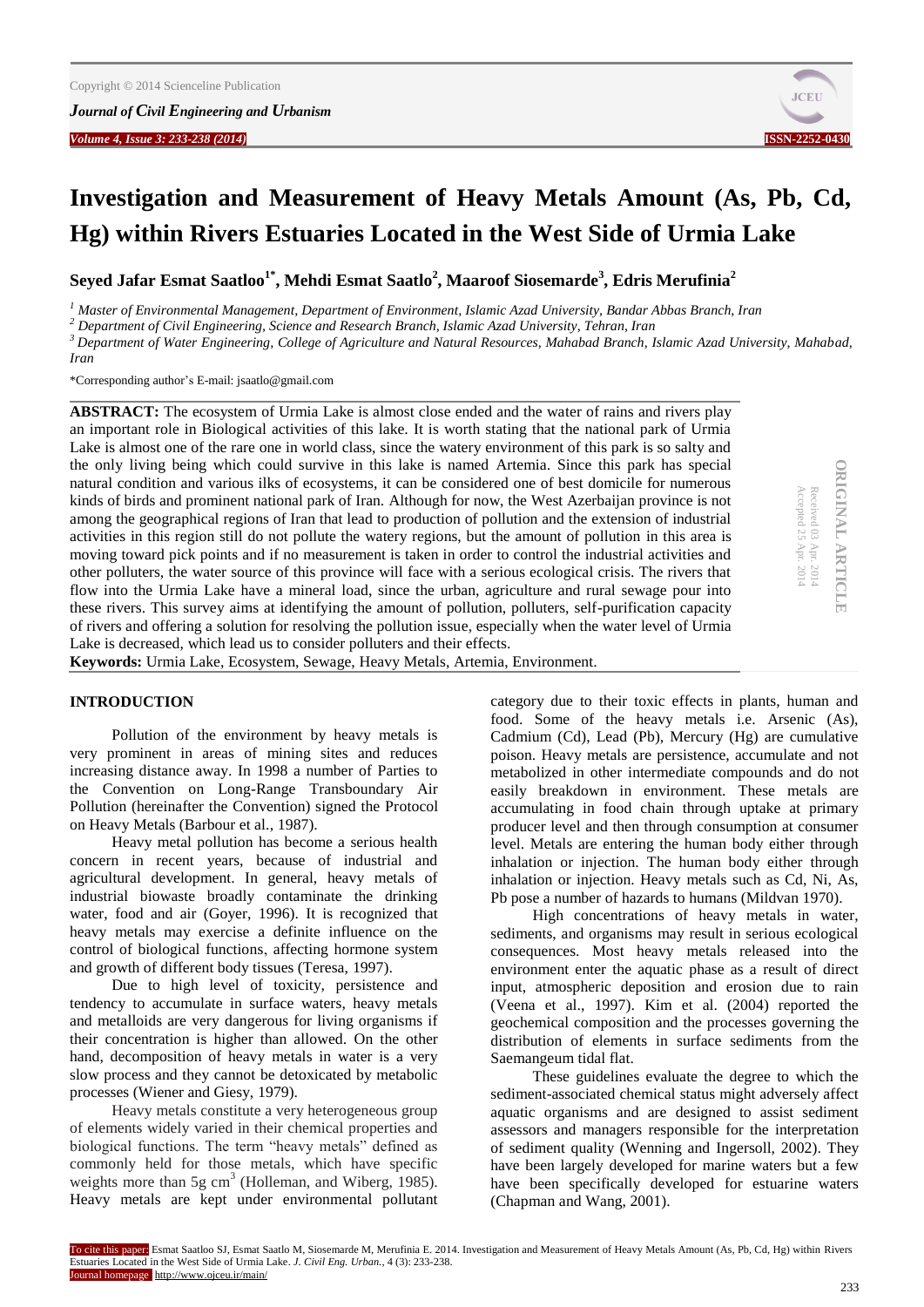# Investigation and Measurement of Heavy Metals Amount (As, Pb, Cd, Hg) within Rivers Estuaries Located in the West Side of Urmia Lake

**Seyed Jafar Esmat Saatloo[1*], Mehdi Esmat Saatlo[2], Maaroof Siosemarde[3], Edris Merufinia[2]**

[1] *Master of Environmental Management, Department of Environment, Islamic Azad University, Bandar Abbas Branch, Iran*
[2] *Department of Civil Engineering, Science and Research Branch, Islamic Azad University, Tehran, Iran*
[3] *Department of Water Engineering, College of Agriculture and Natural Resources, Mahabad Branch, Islamic Azad University, Mahabad, Iran*

*Corresponding author's E-mail: jsaatlo@gmail.com

ORIGINAL ARTICLE

Received 03 Apr. 2014
Accepted 25 Apr. 2014

**ABSTRACT:** The ecosystem of Urmia Lake is almost close ended and the water of rains and rivers play an important role in Biological activities of this lake. It is worth stating that the national park of Urmia Lake is almost one of the rare one in world class, since the watery environment of this park is so salty and the only living being which could survive in this lake is named Artemia. Since this park has special natural condition and various ilks of ecosystems, it can be considered one of best domicile for numerous kinds of birds and prominent national park of Iran. Although for now, the West Azerbaijan province is not among the geographical regions of Iran that lead to production of pollution and the extension of industrial activities in this region still do not pollute the watery regions, but the amount of pollution in this area is moving toward pick points and if no measurement is taken in order to control the industrial activities and other polluters, the water source of this province will face with a serious ecological crisis. The rivers that flow into the Urmia Lake have a mineral load, since the urban, agriculture and rural sewage pour into these rivers. This survey aims at identifying the amount of pollution, polluters, self-purification capacity of rivers and offering a solution for resolving the pollution issue, especially when the water level of Urmia Lake is decreased, which lead us to consider polluters and their effects.

**Keywords:** Urmia Lake, Ecosystem, Sewage, Heavy Metals, Artemia, Environment.

## INTRODUCTION

Pollution of the environment by heavy metals is very prominent in areas of mining sites and reduces increasing distance away. In 1998 a number of Parties to the Convention on Long-Range Transboundary Air Pollution (hereinafter the Convention) signed the Protocol on Heavy Metals (Barbour et al., 1987).

Heavy metal pollution has become a serious health concern in recent years, because of industrial and agricultural development. In general, heavy metals of industrial biowaste broadly contaminate the drinking water, food and air (Goyer, 1996). It is recognized that heavy metals may exercise a definite influence on the control of biological functions, affecting hormone system and growth of different body tissues (Teresa, 1997).

Due to high level of toxicity, persistence and tendency to accumulate in surface waters, heavy metals and metalloids are very dangerous for living organisms if their concentration is higher than allowed. On the other hand, decomposition of heavy metals in water is a very slow process and they cannot be detoxicated by metabolic processes (Wiener and Giesy, 1979).

Heavy metals constitute a very heterogeneous group of elements widely varied in their chemical properties and biological functions. The term "heavy metals" defined as commonly held for those metals, which have specific weights more than 5g $cm^3$ (Holleman, and Wiberg, 1985). Heavy metals are kept under environmental pollutant category due to their toxic effects in plants, human and food. Some of the heavy metals i.e. Arsenic (As), Cadmium (Cd), Lead (Pb), Mercury (Hg) are cumulative poison. Heavy metals are persistence, accumulate and not metabolized in other intermediate compounds and do not easily breakdown in environment. These metals are accumulating in food chain through uptake at primary producer level and then through consumption at consumer level. Metals are entering the human body either through inhalation or injection. The human body either through inhalation or injection. Heavy metals such as Cd, Ni, As, Pb pose a number of hazards to humans (Mildvan 1970).

High concentrations of heavy metals in water, sediments, and organisms may result in serious ecological consequences. Most heavy metals released into the environment enter the aquatic phase as a result of direct input, atmospheric deposition and erosion due to rain (Veena et al., 1997). Kim et al. (2004) reported the geochemical composition and the processes governing the distribution of elements in surface sediments from the Saemangeum tidal flat.

These guidelines evaluate the degree to which the sediment-associated chemical status might adversely affect aquatic organisms and are designed to assist sediment assessors and managers responsible for the interpretation of sediment quality (Wenning and Ingersoll, 2002). They have been largely developed for marine waters but a few have been specifically developed for estuarine waters (Chapman and Wang, 2001).

To cite this paper: Esmat Saatloo SJ, Esmat Saatlo M, Siosemarde M, Merufinia E. 2014. Investigation and Measurement of Heavy Metals Amount (As, Pb, Cd, Hg) within Rivers Estuaries Located in the West Side of Urmia Lake. *J. Civil Eng. Urban.,* 4 (3): 233-238.
Journal homepage: http://www.ojceu.ir/main/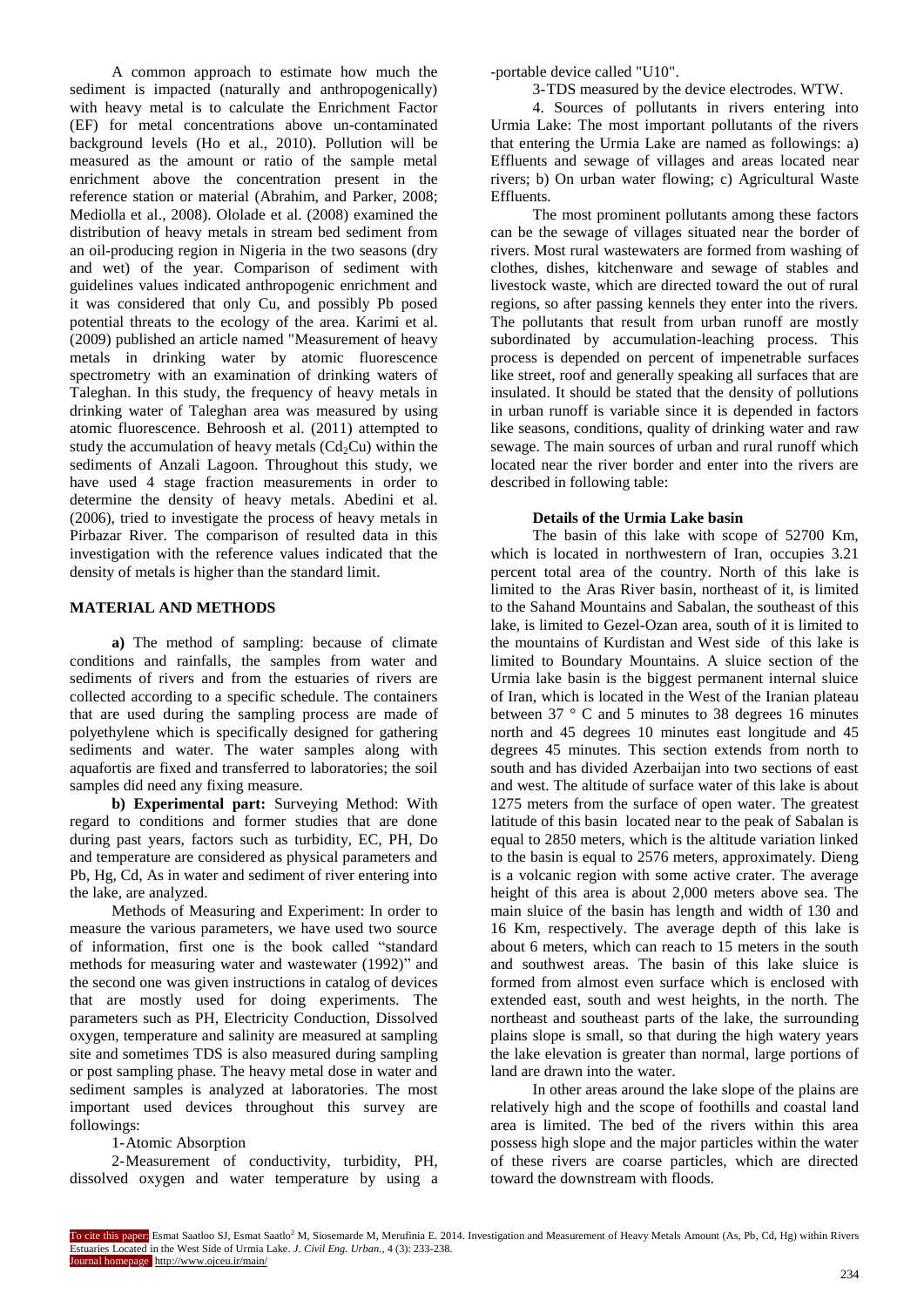A common approach to estimate how much the sediment is impacted (naturally and anthropogenically) with heavy metal is to calculate the Enrichment Factor (EF) for metal concentrations above un-contaminated background levels (Ho et al., 2010). Pollution will be measured as the amount or ratio of the sample metal enrichment above the concentration present in the reference station or material (Abrahim, and Parker, 2008; Mediolla et al., 2008). Ololade et al. (2008) examined the distribution of heavy metals in stream bed sediment from an oil-producing region in Nigeria in the two seasons (dry and wet) of the year. Comparison of sediment with guidelines values indicated anthropogenic enrichment and it was considered that only Cu, and possibly Pb posed potential threats to the ecology of the area. Karimi et al. (2009) published an article named "Measurement of heavy metals in drinking water by atomic fluorescence spectrometry with an examination of drinking waters of Taleghan. In this study, the frequency of heavy metals in drinking water of Taleghan area was measured by using atomic fluorescence. Behroosh et al. (2011) attempted to study the accumulation of heavy metals ($Cd_2Cu$) within the sediments of Anzali Lagoon. Throughout this study, we have used 4 stage fraction measurements in order to determine the density of heavy metals. Abedini et al. (2006), tried to investigate the process of heavy metals in Pirbazar River. The comparison of resulted data in this investigation with the reference values indicated that the density of metals is higher than the standard limit.

## MATERIAL AND METHODS

**a)** The method of sampling: because of climate conditions and rainfalls, the samples from water and sediments of rivers and from the estuaries of rivers are collected according to a specific schedule. The containers that are used during the sampling process are made of polyethylene which is specifically designed for gathering sediments and water. The water samples along with aquafortis are fixed and transferred to laboratories; the soil samples did need any fixing measure.

**b) Experimental part:** Surveying Method: With regard to conditions and former studies that are done during past years, factors such as turbidity, EC, PH, Do and temperature are considered as physical parameters and Pb, Hg, Cd, As in water and sediment of river entering into the lake, are analyzed.

Methods of Measuring and Experiment: In order to measure the various parameters, we have used two source of information, first one is the book called "standard methods for measuring water and wastewater (1992)" and the second one was given instructions in catalog of devices that are mostly used for doing experiments. The parameters such as PH, Electricity Conduction, Dissolved oxygen, temperature and salinity are measured at sampling site and sometimes TDS is also measured during sampling or post sampling phase. The heavy metal dose in water and sediment samples is analyzed at laboratories. The most important used devices throughout this survey are followings:

1-Atomic Absorption

2-Measurement of conductivity, turbidity, PH, dissolved oxygen and water temperature by using a -portable device called "U10".

3-TDS measured by the device electrodes. WTW.

4. Sources of pollutants in rivers entering into Urmia Lake: The most important pollutants of the rivers that entering the Urmia Lake are named as followings: a) Effluents and sewage of villages and areas located near rivers; b) On urban water flowing; c) Agricultural Waste Effluents.

The most prominent pollutants among these factors can be the sewage of villages situated near the border of rivers. Most rural wastewaters are formed from washing of clothes, dishes, kitchenware and sewage of stables and livestock waste, which are directed toward the out of rural regions, so after passing kennels they enter into the rivers. The pollutants that result from urban runoff are mostly subordinated by accumulation-leaching process. This process is depended on percent of impenetrable surfaces like street, roof and generally speaking all surfaces that are insulated. It should be stated that the density of pollutions in urban runoff is variable since it is depended in factors like seasons, conditions, quality of drinking water and raw sewage. The main sources of urban and rural runoff which located near the river border and enter into the rivers are described in following table:

**Details of the Urmia Lake basin**

The basin of this lake with scope of 52700 Km, which is located in northwestern of Iran, occupies 3.21 percent total area of the country. North of this lake is limited to the Aras River basin, northeast of it, is limited to the Sahand Mountains and Sabalan, the southeast of this lake, is limited to Gezel-Ozan area, south of it is limited to the mountains of Kurdistan and West side of this lake is limited to Boundary Mountains. A sluice section of the Urmia lake basin is the biggest permanent internal sluice of Iran, which is located in the West of the Iranian plateau between 37 ° C and 5 minutes to 38 degrees 16 minutes north and 45 degrees 10 minutes east longitude and 45 degrees 45 minutes. This section extends from north to south and has divided Azerbaijan into two sections of east and west. The altitude of surface water of this lake is about 1275 meters from the surface of open water. The greatest latitude of this basin located near to the peak of Sabalan is equal to 2850 meters, which is the altitude variation linked to the basin is equal to 2576 meters, approximately. Dieng is a volcanic region with some active crater. The average height of this area is about 2,000 meters above sea. The main sluice of the basin has length and width of 130 and 16 Km, respectively. The average depth of this lake is about 6 meters, which can reach to 15 meters in the south and southwest areas. The basin of this lake sluice is formed from almost even surface which is enclosed with extended east, south and west heights, in the north. The northeast and southeast parts of the lake, the surrounding plains slope is small, so that during the high watery years the lake elevation is greater than normal, large portions of land are drawn into the water.

In other areas around the lake slope of the plains are relatively high and the scope of foothills and coastal land area is limited. The bed of the rivers within this area possess high slope and the major particles within the water of these rivers are coarse particles, which are directed toward the downstream with floods.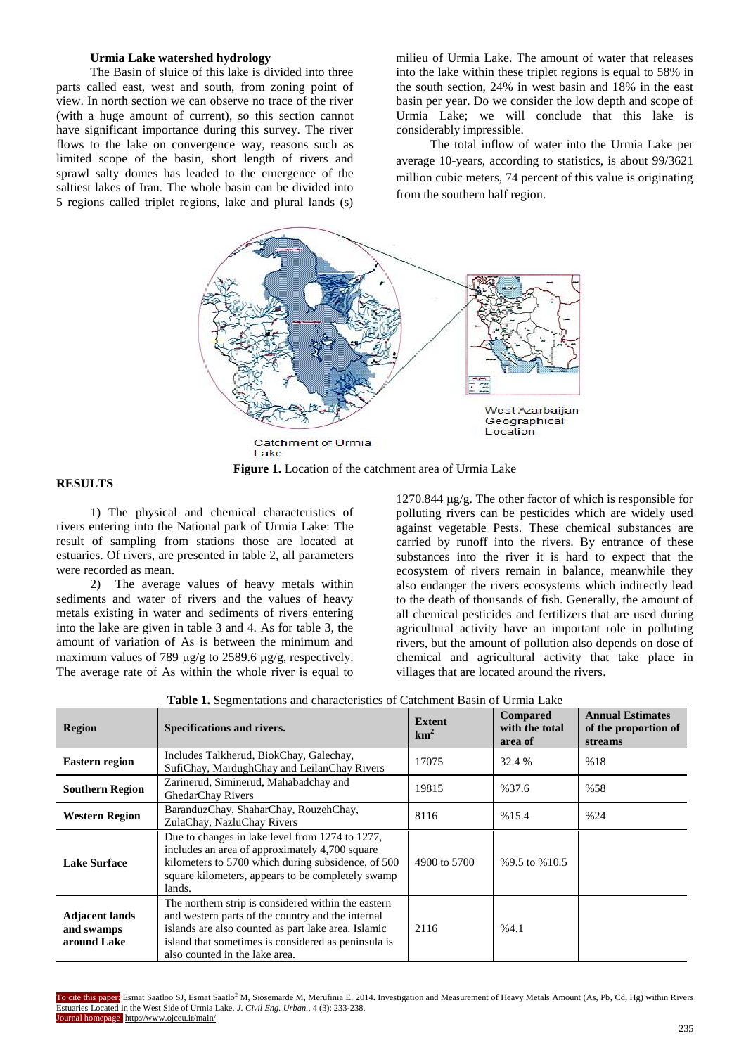### Urmia Lake watershed hydrology

The Basin of sluice of this lake is divided into three parts called east, west and south, from zoning point of view. In north section we can observe no trace of the river (with a huge amount of current), so this section cannot have significant importance during this survey. The river flows to the lake on convergence way, reasons such as limited scope of the basin, short length of rivers and sprawl salty domes has leaded to the emergence of the saltiest lakes of Iran. The whole basin can be divided into 5 regions called triplet regions, lake and plural lands (s) milieu of Urmia Lake. The amount of water that releases into the lake within these triplet regions is equal to 58% in the south section, 24% in west basin and 18% in the east basin per year. Do we consider the low depth and scope of Urmia Lake; we will conclude that this lake is considerably impressible.

The total inflow of water into the Urmia Lake per average 10-years, according to statistics, is about 99/3621 million cubic meters, 74 percent of this value is originating from the southern half region.

Catchment of Urmia Lake

West Azarbaijan Geographical Location

**Figure 1.** Location of the catchment area of Urmia Lake

## RESULTS

1) The physical and chemical characteristics of rivers entering into the National park of Urmia Lake: The result of sampling from stations those are located at estuaries. Of rivers, are presented in table 2, all parameters were recorded as mean.

2) The average values of heavy metals within sediments and water of rivers and the values of heavy metals existing in water and sediments of rivers entering into the lake are given in table 3 and 4. As for table 3, the amount of variation of As is between the minimum and maximum values of 789 μg/g to 2589.6 μg/g, respectively. The average rate of As within the whole river is equal to 1270.844 μg/g. The other factor of which is responsible for polluting rivers can be pesticides which are widely used against vegetable Pests. These chemical substances are carried by runoff into the rivers. By entrance of these substances into the river it is hard to expect that the ecosystem of rivers remain in balance, meanwhile they also endanger the rivers ecosystems which indirectly lead to the death of thousands of fish. Generally, the amount of all chemical pesticides and fertilizers that are used during agricultural activity have an important role in polluting rivers, but the amount of pollution also depends on dose of chemical and agricultural activity that take place in villages that are located around the rivers.

**Table 1.** Segmentations and characteristics of Catchment Basin of Urmia Lake

| Region | Specifications and rivers. | Extent $km^2$ | Compared with the total area of | Annual Estimates of the proportion of streams |
|---|---|---|---|---|
| **Eastern region** | Includes Talkherud, BiokChay, Galechay, SufiChay, MardughChay and LeilanChay Rivers | 17075 | 32.4 % | %18 |
| **Southern Region** | Zarinerud, Siminerud, Mahabadchay and GhedarChay Rivers | 19815 | %37.6 | %58 |
| **Western Region** | BaranduzChay, ShaharChay, RouzehChay, ZulaChay, NazluChay Rivers | 8116 | %15.4 | %24 |
| **Lake Surface** | Due to changes in lake level from 1274 to 1277, includes an area of approximately 4,700 square kilometers to 5700 which during subsidence, of 500 square kilometers, appears to be completely swamp lands. | 4900 to 5700 | %9.5 to %10.5 | |
| **Adjacent lands and swamps around Lake** | The northern strip is considered within the eastern and western parts of the country and the internal islands are also counted as part lake area. Islamic island that sometimes is considered as peninsula is also counted in the lake area. | 2116 | %4.1 | |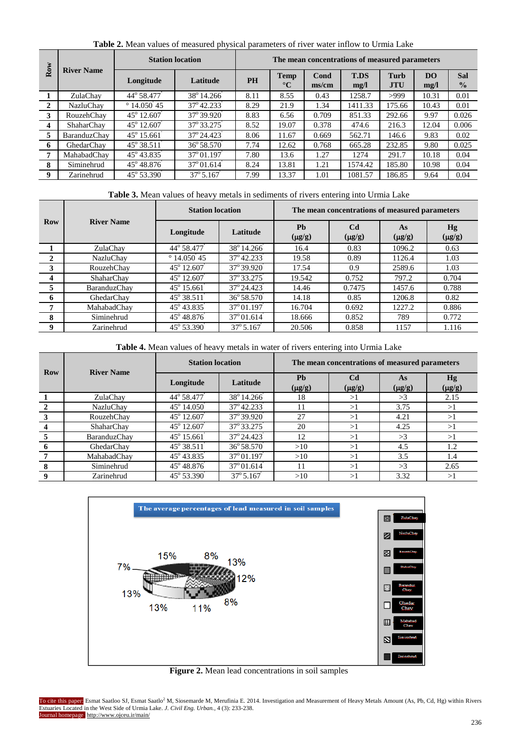**Table 2.** Mean values of measured physical parameters of river water inflow to Urmia Lake

| Row | River Name | Station location | | The mean concentrations of measured parameters | | | | | | |
|---|---|---|---|---|---|---|---|---|---|---|
| | | Longitude | Latitude | PH | Temp °C | Cond ms/cm | T.DS mg/l | Turb JTU | DO mg/l | Sal % |
| 1 | ZulaChay | 44° 58.477' | 38° 14.266' | 8.11 | 8.55 | 0.43 | 1258.7 | >999 | 10.31 | 0.01 |
| 2 | NazluChay | ° 14.050' 45 | 37° 42.233' | 8.29 | 21.9 | 1.34 | 1411.33 | 175.66 | 10.43 | 0.01 |
| 3 | RouzehChay | 45° 12.607' | 37° 39.920' | 8.83 | 6.56 | 0.709 | 851.33 | 292.66 | 9.97 | 0.026 |
| 4 | ShaharChay | 45° 12.607' | 37° 33.275' | 8.52 | 19.07 | 0.378 | 474.6 | 216.3 | 12.04 | 0.006 |
| 5 | BaranduzChay | 45° 15.661' | 37° 24.423' | 8.06 | 11.67 | 0.669 | 562.71 | 146.6 | 9.83 | 0.02 |
| 6 | GhedarChay | 45° 38.511' | 36° 58.570' | 7.74 | 12.62 | 0.768 | 665.28 | 232.85 | 9.80 | 0.025 |
| 7 | MahabadChay | 45° 43.835' | 37° 01.197' | 7.80 | 13.6 | 1.27 | 1274 | 291.7 | 10.18 | 0.04 |
| 8 | Siminehrud | 45° 48.876' | 37° 01.614' | 8.24 | 13.81 | 1.21 | 1574.42 | 185.80 | 10.98 | 0.04 |
| 9 | Zarinehrud | 45° 53.390' | 37° 5.167' | 7.99 | 13.37 | 1.01 | 1081.57 | 186.85 | 9.64 | 0.04 |

**Table 3.** Mean values of heavy metals in sediments of rivers entering into Urmia Lake

| Row | River Name | Station location | | The mean concentrations of measured parameters | | | |
|---|---|---|---|---|---|---|---|
| | | Longitude | Latitude | Pb (μg/g) | Cd (μg/g) | As (μg/g) | Hg (μg/g) |
| 1 | ZulaChay | 44° 58.477' | 38° 14.266' | 16.4 | 0.83 | 1096.2 | 0.63 |
| 2 | NazluChay | ° 14.050' 45 | 37° 42.233' | 19.58 | 0.89 | 1126.4 | 1.03 |
| 3 | RouzehChay | 45° 12.607' | 37° 39.920' | 17.54 | 0.9 | 2589.6 | 1.03 |
| 4 | ShaharChay | 45° 12.607' | 37° 33.275' | 19.542 | 0.752 | 797.2 | 0.704 |
| 5 | BaranduzChay | 45° 15.661' | 37° 24.423' | 14.46 | 0.7475 | 1457.6 | 0.788 |
| 6 | GhedarChay | 45° 38.511' | 36° 58.570' | 14.18 | 0.85 | 1206.8 | 0.82 |
| 7 | MahabadChay | 45° 43.835' | 37° 01.197' | 16.704 | 0.692 | 1227.2 | 0.886 |
| 8 | Siminehrud | 45° 48.876' | 37° 01.614' | 18.666 | 0.852 | 789 | 0.772 |
| 9 | Zarinehrud | 45° 53.390' | 37° 5.167' | 20.506 | 0.858 | 1157 | 1.116 |

**Table 4.** Mean values of heavy metals in water of rivers entering into Urmia Lake

| Row | River Name | Station location | | The mean concentrations of measured parameters | | | |
|---|---|---|---|---|---|---|---|
| | | Longitude | Latitude | Pb (μg/g) | Cd (μg/g) | As (μg/g) | Hg (μg/g) |
| 1 | ZulaChay | 44° 58.477' | 38° 14.266' | 18 | >1 | >3 | 2.15 |
| 2 | NazluChay | 45° 14.050' | 37° 42.233' | 11 | >1 | 3.75 | >1 |
| 3 | RouzehChay | 45° 12.607' | 37° 39.920' | 27 | >1 | 4.21 | >1 |
| 4 | ShaharChay | 45° 12.607' | 37° 33.275' | 20 | >1 | 4.25 | >1 |
| 5 | BaranduzChay | 45° 15.661' | 37° 24.423' | 12 | >1 | >3 | >1 |
| 6 | GhedarChay | 45° 38.511' | 36° 58.570' | >10 | >1 | 4.5 | 1.2 |
| 7 | MahabadChay | 45° 43.835' | 37° 01.197' | >10 | >1 | 3.5 | 1.4 |
| 8 | Siminehrud | 45° 48.876' | 37° 01.614' | 11 | >1 | >3 | 2.65 |
| 9 | Zarinehrud | 45° 53.390' | 37° 5.167' | >10 | >1 | 3.32 | >1 |

The average percentages of lead measured in soil samples

7%, 15%, 8%, 13%, 12%, 8%, 11%, 13%, 13%

Legend: ZulaChay, NazluChay, RouzehChay, ShaharChay, Baranduz Chay, Ghedar Chay, Mahabad Chay, Siminehrud, Zarinehrud

**Figure 2.** Mean lead concentrations in soil samples

To cite this paper: Esmat Saatloo SJ, Esmat Saatlo[2] M, Siosemarde M, Merufinia E. 2014. Investigation and Measurement of Heavy Metals Amount (As, Pb, Cd, Hg) within Rivers Estuaries Located in the West Side of Urmia Lake. *J. Civil Eng. Urban.*, 4 (3): 233-238.
Journal homepage: http://www.ojceu.ir/main/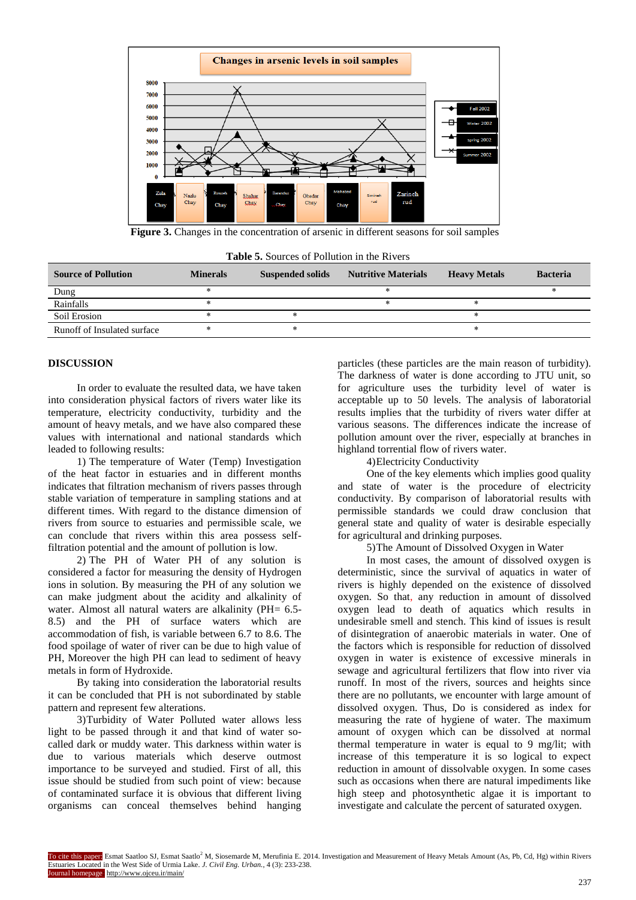**Figure 3.** Changes in the concentration of arsenic in different seasons for soil samples

**Table 5.** Sources of Pollution in the Rivers

| Source of Pollution | Minerals | Suspended solids | Nutritive Materials | Heavy Metals | Bacteria |
|---|---|---|---|---|---|
| Dung | * | | * | | * |
| Rainfalls | * | | * | * | |
| Soil Erosion | * | * | | * | |
| Runoff of Insulated surface | * | * | | * | |

## DISCUSSION

In order to evaluate the resulted data, we have taken into consideration physical factors of rivers water like its temperature, electricity conductivity, turbidity and the amount of heavy metals, and we have also compared these values with international and national standards which leaded to following results:

1) The temperature of Water (Temp) Investigation of the heat factor in estuaries and in different months indicates that filtration mechanism of rivers passes through stable variation of temperature in sampling stations and at different times. With regard to the distance dimension of rivers from source to estuaries and permissible scale, we can conclude that rivers within this area possess self-filtration potential and the amount of pollution is low.

2) The PH of Water PH of any solution is considered a factor for measuring the density of Hydrogen ions in solution. By measuring the PH of any solution we can make judgment about the acidity and alkalinity of water. Almost all natural waters are alkalinity (PH= 6.5-8.5) and the PH of surface waters which are accommodation of fish, is variable between 6.7 to 8.6. The food spoilage of water of river can be due to high value of PH, Moreover the high PH can lead to sediment of heavy metals in form of Hydroxide.

By taking into consideration the laboratorial results it can be concluded that PH is not subordinated by stable pattern and represent few alterations.

3)Turbidity of Water Polluted water allows less light to be passed through it and that kind of water so-called dark or muddy water. This darkness within water is due to various materials which deserve outmost importance to be surveyed and studied. First of all, this issue should be studied from such point of view: because of contaminated surface it is obvious that different living organisms can conceal themselves behind hanging particles (these particles are the main reason of turbidity). The darkness of water is done according to JTU unit, so for agriculture uses the turbidity level of water is acceptable up to 50 levels. The analysis of laboratorial results implies that the turbidity of rivers water differ at various seasons. The differences indicate the increase of pollution amount over the river, especially at branches in highland torrential flow of rivers water.

4)Electricity Conductivity

One of the key elements which implies good quality and state of water is the procedure of electricity conductivity. By comparison of laboratorial results with permissible standards we could draw conclusion that general state and quality of water is desirable especially for agricultural and drinking purposes.

5)The Amount of Dissolved Oxygen in Water

In most cases, the amount of dissolved oxygen is deterministic, since the survival of aquatics in water of rivers is highly depended on the existence of dissolved oxygen. So that, any reduction in amount of dissolved oxygen lead to death of aquatics which results in undesirable smell and stench. This kind of issues is result of disintegration of anaerobic materials in water. One of the factors which is responsible for reduction of dissolved oxygen in water is existence of excessive minerals in sewage and agricultural fertilizers that flow into river via runoff. In most of the rivers, sources and heights since there are no pollutants, we encounter with large amount of dissolved oxygen. Thus, Do is considered as index for measuring the rate of hygiene of water. The maximum amount of oxygen which can be dissolved at normal thermal temperature in water is equal to 9 mg/lit; with increase of this temperature it is so logical to expect reduction in amount of dissolvable oxygen. In some cases such as occasions when there are natural impediments like high steep and photosynthetic algae it is important to investigate and calculate the percent of saturated oxygen.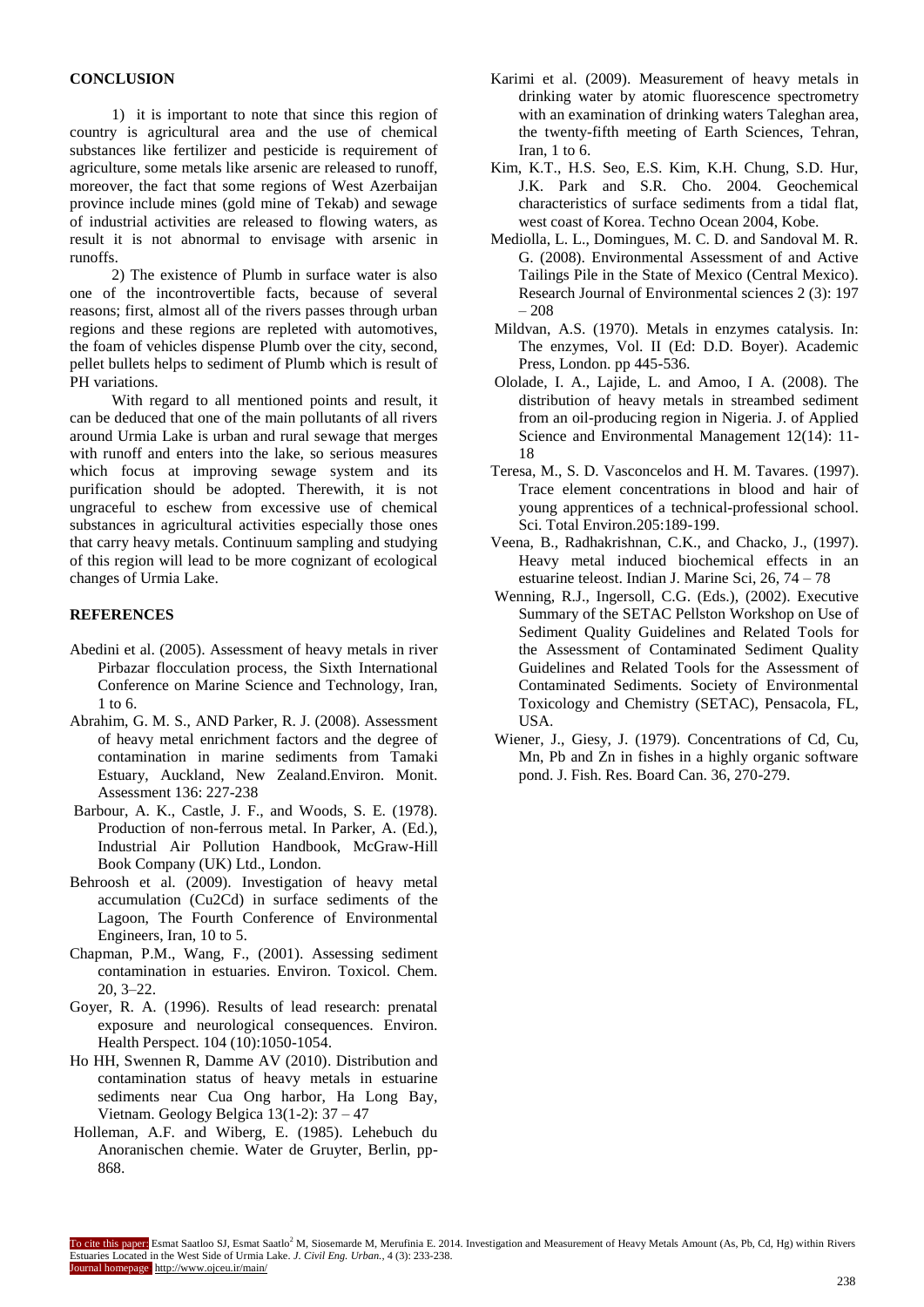## CONCLUSION

1) it is important to note that since this region of country is agricultural area and the use of chemical substances like fertilizer and pesticide is requirement of agriculture, some metals like arsenic are released to runoff, moreover, the fact that some regions of West Azerbaijan province include mines (gold mine of Tekab) and sewage of industrial activities are released to flowing waters, as result it is not abnormal to envisage with arsenic in runoffs.

2) The existence of Plumb in surface water is also one of the incontrovertible facts, because of several reasons; first, almost all of the rivers passes through urban regions and these regions are repleted with automotives, the foam of vehicles dispense Plumb over the city, second, pellet bullets helps to sediment of Plumb which is result of PH variations.

With regard to all mentioned points and result, it can be deduced that one of the main pollutants of all rivers around Urmia Lake is urban and rural sewage that merges with runoff and enters into the lake, so serious measures which focus at improving sewage system and its purification should be adopted. Therewith, it is not ungraceful to eschew from excessive use of chemical substances in agricultural activities especially those ones that carry heavy metals. Continuum sampling and studying of this region will lead to be more cognizant of ecological changes of Urmia Lake.

## REFERENCES

Abedini et al. (2005). Assessment of heavy metals in river Pirbazar flocculation process, the Sixth International Conference on Marine Science and Technology, Iran, 1 to 6.

Abrahim, G. M. S., AND Parker, R. J. (2008). Assessment of heavy metal enrichment factors and the degree of contamination in marine sediments from Tamaki Estuary, Auckland, New Zealand.Environ. Monit. Assessment 136: 227-238

Barbour, A. K., Castle, J. F., and Woods, S. E. (1978). Production of non-ferrous metal. In Parker, A. (Ed.), Industrial Air Pollution Handbook, McGraw-Hill Book Company (UK) Ltd., London.

Behroosh et al. (2009). Investigation of heavy metal accumulation (Cu2Cd) in surface sediments of the Lagoon, The Fourth Conference of Environmental Engineers, Iran, 10 to 5.

Chapman, P.M., Wang, F., (2001). Assessing sediment contamination in estuaries. Environ. Toxicol. Chem. 20, 3–22.

Goyer, R. A. (1996). Results of lead research: prenatal exposure and neurological consequences. Environ. Health Perspect. 104 (10):1050-1054.

Ho HH, Swennen R, Damme AV (2010). Distribution and contamination status of heavy metals in estuarine sediments near Cua Ong harbor, Ha Long Bay, Vietnam. Geology Belgica 13(1-2): 37 – 47

Holleman, A.F. and Wiberg, E. (1985). Lehebuch du Anoranischen chemie. Water de Gruyter, Berlin, pp-868.

Karimi et al. (2009). Measurement of heavy metals in drinking water by atomic fluorescence spectrometry with an examination of drinking waters Taleghan area, the twenty-fifth meeting of Earth Sciences, Tehran, Iran, 1 to 6.

Kim, K.T., H.S. Seo, E.S. Kim, K.H. Chung, S.D. Hur, J.K. Park and S.R. Cho. 2004. Geochemical characteristics of surface sediments from a tidal flat, west coast of Korea. Techno Ocean 2004, Kobe.

Mediolla, L. L., Domingues, M. C. D. and Sandoval M. R. G. (2008). Environmental Assessment of and Active Tailings Pile in the State of Mexico (Central Mexico). Research Journal of Environmental sciences 2 (3): 197 – 208

Mildvan, A.S. (1970). Metals in enzymes catalysis. In: The enzymes, Vol. II (Ed: D.D. Boyer). Academic Press, London. pp 445-536.

Ololade, I. A., Lajide, L. and Amoo, I A. (2008). The distribution of heavy metals in streambed sediment from an oil-producing region in Nigeria. J. of Applied Science and Environmental Management 12(14): 11-18

Teresa, M., S. D. Vasconcelos and H. M. Tavares. (1997). Trace element concentrations in blood and hair of young apprentices of a technical-professional school. Sci. Total Environ.205:189-199.

Veena, B., Radhakrishnan, C.K., and Chacko, J., (1997). Heavy metal induced biochemical effects in an estuarine teleost. Indian J. Marine Sci, 26, 74 – 78

Wenning, R.J., Ingersoll, C.G. (Eds.), (2002). Executive Summary of the SETAC Pellston Workshop on Use of Sediment Quality Guidelines and Related Tools for the Assessment of Contaminated Sediment Quality Guidelines and Related Tools for the Assessment of Contaminated Sediments. Society of Environmental Toxicology and Chemistry (SETAC), Pensacola, FL, USA.

Wiener, J., Giesy, J. (1979). Concentrations of Cd, Cu, Mn, Pb and Zn in fishes in a highly organic software pond. J. Fish. Res. Board Can. 36, 270-279.